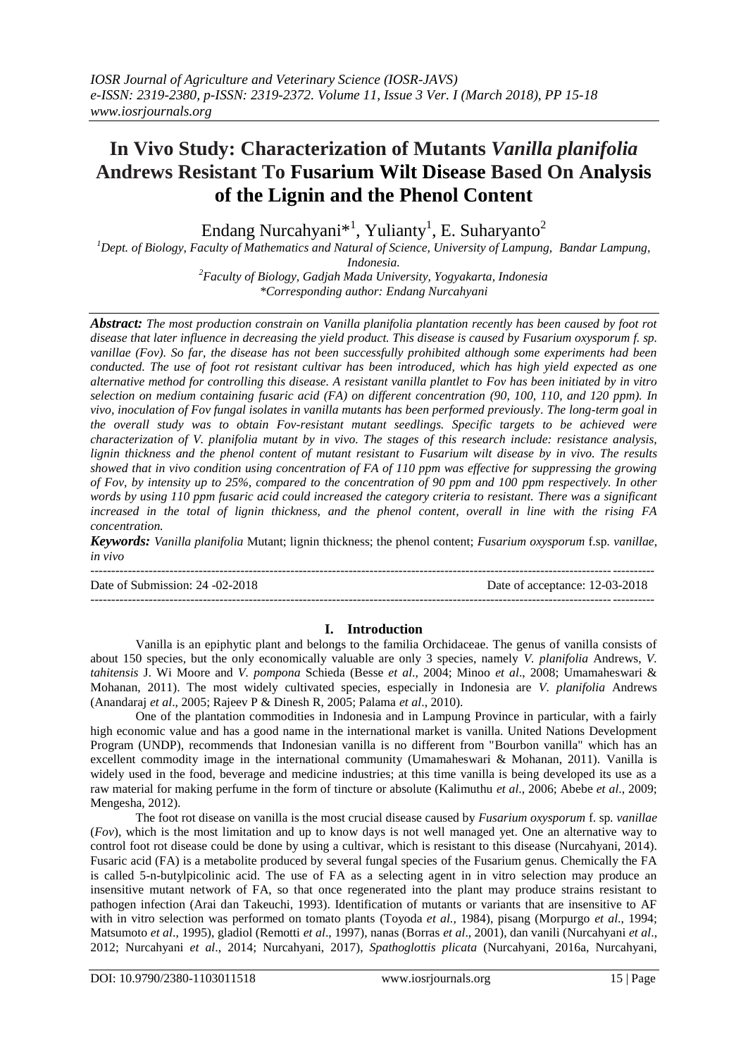# In Vivo Study: Characterization of Mutants *Vanilla planifolia* Andrews Resistant To Fusarium Wilt Disease Based On Analysis of the Lignin and the Phenol Content

Endang Nurcahyani*[1], Yulianty[1], E. Suharyanto[2]

[1]Dept. of Biology, Faculty of Mathematics and Natural of Science, University of Lampung, Bandar Lampung, Indonesia.

[2]Faculty of Biology, Gadjah Mada University, Yogyakarta, Indonesia

*Corresponding author: Endang Nurcahyani

***Abstract:*** *The most production constrain on Vanilla planifolia plantation recently has been caused by foot rot disease that later influence in decreasing the yield product. This disease is caused by Fusarium oxysporum f. sp. vanillae (Fov). So far, the disease has not been successfully prohibited although some experiments had been conducted. The use of foot rot resistant cultivar has been introduced, which has high yield expected as one alternative method for controlling this disease. A resistant vanilla plantlet to Fov has been initiated by in vitro selection on medium containing fusaric acid (FA) on different concentration (90, 100, 110, and 120 ppm). In vivo, inoculation of Fov fungal isolates in vanilla mutants has been performed previously. The long-term goal in the overall study was to obtain Fov-resistant mutant seedlings. Specific targets to be achieved were characterization of V. planifolia mutant by in vivo. The stages of this research include: resistance analysis, lignin thickness and the phenol content of mutant resistant to Fusarium wilt disease by in vivo. The results showed that in vivo condition using concentration of FA of 110 ppm was effective for suppressing the growing of Fov, by intensity up to 25%, compared to the concentration of 90 ppm and 100 ppm respectively. In other words by using 110 ppm fusaric acid could increased the category criteria to resistant. There was a significant increased in the total of lignin thickness, and the phenol content, overall in line with the rising FA concentration.*

***Keywords:*** *Vanilla planifolia* Mutant; lignin thickness; the phenol content; *Fusarium oxysporum* f.sp. *vanillae*, *in vivo*

Date of Submission: 24 -02-2018 | Date of acceptance: 12-03-2018

## I. Introduction

Vanilla is an epiphytic plant and belongs to the familia Orchidaceae. The genus of vanilla consists of about 150 species, but the only economically valuable are only 3 species, namely *V. planifolia* Andrews, *V. tahitensis* J. Wi Moore and *V. pompona* Schieda (Besse *et al*., 2004; Minoo *et al*., 2008; Umamaheswari & Mohanan, 2011). The most widely cultivated species, especially in Indonesia are *V. planifolia* Andrews (Anandaraj *et al*., 2005; Rajeev P & Dinesh R, 2005; Palama *et al*., 2010).

One of the plantation commodities in Indonesia and in Lampung Province in particular, with a fairly high economic value and has a good name in the international market is vanilla. United Nations Development Program (UNDP), recommends that Indonesian vanilla is no different from "Bourbon vanilla" which has an excellent commodity image in the international community (Umamaheswari & Mohanan, 2011). Vanilla is widely used in the food, beverage and medicine industries; at this time vanilla is being developed its use as a raw material for making perfume in the form of tincture or absolute (Kalimuthu *et al*., 2006; Abebe *et al*., 2009; Mengesha, 2012).

The foot rot disease on vanilla is the most crucial disease caused by *Fusarium oxysporum* f. sp. *vanillae* (*Fov*), which is the most limitation and up to know days is not well managed yet. One an alternative way to control foot rot disease could be done by using a cultivar, which is resistant to this disease (Nurcahyani, 2014). Fusaric acid (FA) is a metabolite produced by several fungal species of the Fusarium genus. Chemically the FA is called 5-n-butylpicolinic acid. The use of FA as a selecting agent in in vitro selection may produce an insensitive mutant network of FA, so that once regenerated into the plant may produce strains resistant to pathogen infection (Arai dan Takeuchi, 1993). Identification of mutants or variants that are insensitive to AF with in vitro selection was performed on tomato plants (Toyoda *et al.,* 1984), pisang (Morpurgo *et al*., 1994; Matsumoto *et al*., 1995), gladiol (Remotti *et al*., 1997), nanas (Borras *et al*., 2001), dan vanili (Nurcahyani *et al*., 2012; Nurcahyani *et al*., 2014; Nurcahyani, 2017), *Spathoglottis plicata* (Nurcahyani, 2016a, Nurcahyani,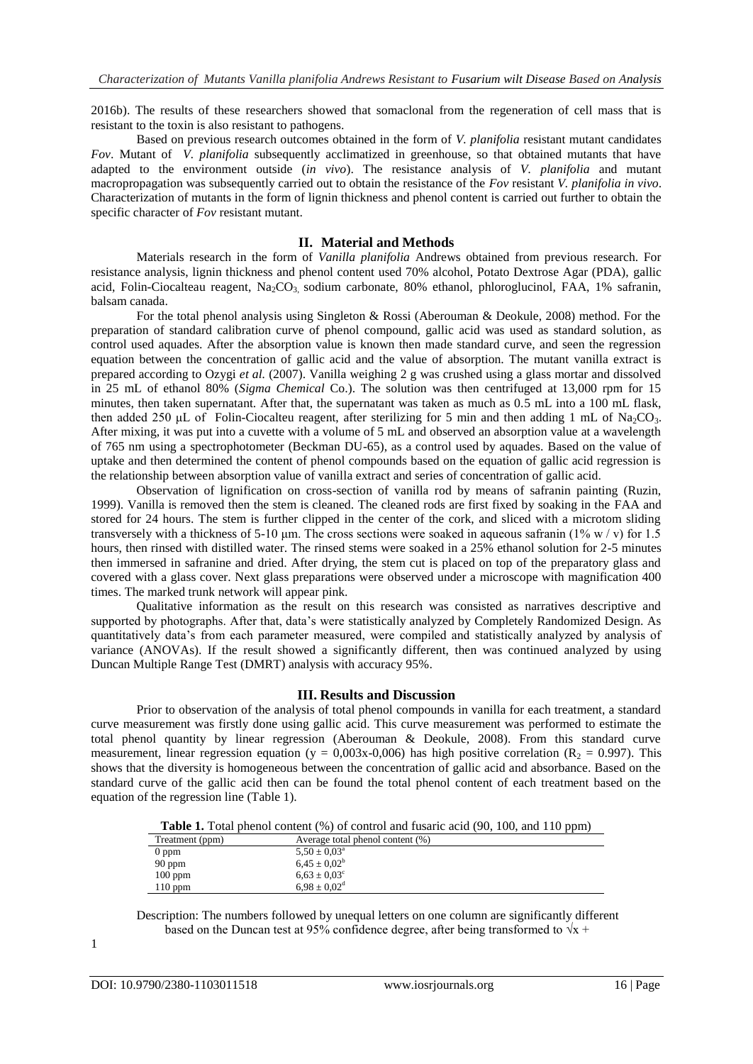2016b). The results of these researchers showed that somaclonal from the regeneration of cell mass that is resistant to the toxin is also resistant to pathogens.

Based on previous research outcomes obtained in the form of *V. planifolia* resistant mutant candidates *Fov*. Mutant of *V. planifolia* subsequently acclimatized in greenhouse, so that obtained mutants that have adapted to the environment outside (*in vivo*). The resistance analysis of *V. planifolia* and mutant macropropagation was subsequently carried out to obtain the resistance of the *Fov* resistant *V. planifolia in vivo*. Characterization of mutants in the form of lignin thickness and phenol content is carried out further to obtain the specific character of *Fov* resistant mutant.

## II. Material and Methods

Materials research in the form of *Vanilla planifolia* Andrews obtained from previous research. For resistance analysis, lignin thickness and phenol content used 70% alcohol, Potato Dextrose Agar (PDA), gallic acid, Folin-Ciocalteau reagent, $Na_2CO_3$, sodium carbonate, 80% ethanol, phloroglucinol, FAA, 1% safranin, balsam canada.

For the total phenol analysis using Singleton & Rossi (Aberouman & Deokule, 2008) method. For the preparation of standard calibration curve of phenol compound, gallic acid was used as standard solution, as control used aquades. After the absorption value is known then made standard curve, and seen the regression equation between the concentration of gallic acid and the value of absorption. The mutant vanilla extract is prepared according to Ozygi *et al.* (2007). Vanilla weighing 2 g was crushed using a glass mortar and dissolved in 25 mL of ethanol 80% (*Sigma Chemical* Co.). The solution was then centrifuged at 13,000 rpm for 15 minutes, then taken supernatant. After that, the supernatant was taken as much as 0.5 mL into a 100 mL flask, then added 250 μL of Folin-Ciocalteu reagent, after sterilizing for 5 min and then adding 1 mL of $Na_2CO_3$. After mixing, it was put into a cuvette with a volume of 5 mL and observed an absorption value at a wavelength of 765 nm using a spectrophotometer (Beckman DU-65), as a control used by aquades. Based on the value of uptake and then determined the content of phenol compounds based on the equation of gallic acid regression is the relationship between absorption value of vanilla extract and series of concentration of gallic acid.

Observation of lignification on cross-section of vanilla rod by means of safranin painting (Ruzin, 1999). Vanilla is removed then the stem is cleaned. The cleaned rods are first fixed by soaking in the FAA and stored for 24 hours. The stem is further clipped in the center of the cork, and sliced with a microtom sliding transversely with a thickness of 5-10 μm. The cross sections were soaked in aqueous safranin (1% w / v) for 1.5 hours, then rinsed with distilled water. The rinsed stems were soaked in a 25% ethanol solution for 2-5 minutes then immersed in safranine and dried. After drying, the stem cut is placed on top of the preparatory glass and covered with a glass cover. Next glass preparations were observed under a microscope with magnification 400 times. The marked trunk network will appear pink.

Qualitative information as the result on this research was consisted as narratives descriptive and supported by photographs. After that, data's were statistically analyzed by Completely Randomized Design. As quantitatively data's from each parameter measured, were compiled and statistically analyzed by analysis of variance (ANOVAs). If the result showed a significantly different, then was continued analyzed by using Duncan Multiple Range Test (DMRT) analysis with accuracy 95%.

## III. Results and Discussion

Prior to observation of the analysis of total phenol compounds in vanilla for each treatment, a standard curve measurement was firstly done using gallic acid. This curve measurement was performed to estimate the total phenol quantity by linear regression (Aberouman & Deokule, 2008). From this standard curve measurement, linear regression equation ($y = 0{,}003x - 0{,}006$) has high positive correlation ($R_2 = 0.997$). This shows that the diversity is homogeneous between the concentration of gallic acid and absorbance. Based on the standard curve of the gallic acid then can be found the total phenol content of each treatment based on the equation of the regression line (Table 1).

**Table 1.** Total phenol content (%) of control and fusaric acid (90, 100, and 110 ppm)

| Treatment (ppm) | Average total phenol content (%) |
|---|---|
| 0 ppm | $5{,}50 \pm 0{,}03^{a}$ |
| 90 ppm | $6{,}45 \pm 0{,}02^{b}$ |
| 100 ppm | $6{,}63 \pm 0{,}03^{c}$ |
| 110 ppm | $6{,}98 \pm 0{,}02^{d}$ |

Description: The numbers followed by unequal letters on one column are significantly different based on the Duncan test at 95% confidence degree, after being transformed to $\sqrt{x} + 1$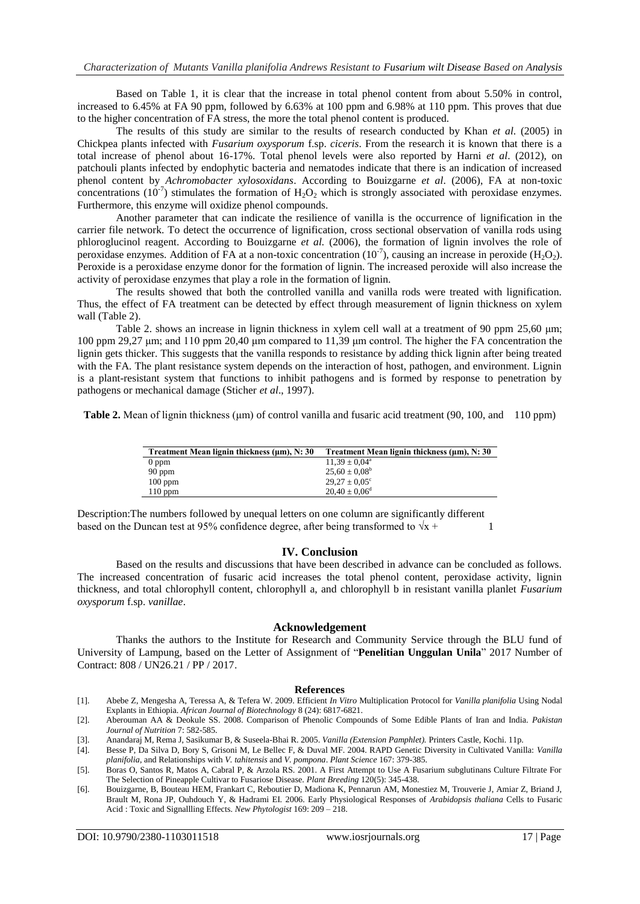Based on Table 1, it is clear that the increase in total phenol content from about 5.50% in control, increased to 6.45% at FA 90 ppm, followed by 6.63% at 100 ppm and 6.98% at 110 ppm. This proves that due to the higher concentration of FA stress, the more the total phenol content is produced.

The results of this study are similar to the results of research conducted by Khan *et al*. (2005) in Chickpea plants infected with *Fusarium oxysporum* f.sp. *ciceris*. From the research it is known that there is a total increase of phenol about 16-17%. Total phenol levels were also reported by Harni *et al*. (2012), on patchouli plants infected by endophytic bacteria and nematodes indicate that there is an indication of increased phenol content by *Achromobacter xylosoxidans*. According to Bouizgarne *et al*. (2006), FA at non-toxic concentrations ($10^{-7}$) stimulates the formation of $H_2O_2$ which is strongly associated with peroxidase enzymes. Furthermore, this enzyme will oxidize phenol compounds.

Another parameter that can indicate the resilience of vanilla is the occurrence of lignification in the carrier file network. To detect the occurrence of lignification, cross sectional observation of vanilla rods using phloroglucinol reagent. According to Bouizgarne *et al.* (2006), the formation of lignin involves the role of peroxidase enzymes. Addition of FA at a non-toxic concentration ($10^{-7}$), causing an increase in peroxide ($H_2O_2$). Peroxide is a peroxidase enzyme donor for the formation of lignin. The increased peroxide will also increase the activity of peroxidase enzymes that play a role in the formation of lignin.

The results showed that both the controlled vanilla and vanilla rods were treated with lignification. Thus, the effect of FA treatment can be detected by effect through measurement of lignin thickness on xylem wall (Table 2).

Table 2. shows an increase in lignin thickness in xylem cell wall at a treatment of 90 ppm 25,60 μm; 100 ppm 29,27 μm; and 110 ppm 20,40 μm compared to 11,39 μm control. The higher the FA concentration the lignin gets thicker. This suggests that the vanilla responds to resistance by adding thick lignin after being treated with the FA. The plant resistance system depends on the interaction of host, pathogen, and environment. Lignin is a plant-resistant system that functions to inhibit pathogens and is formed by response to penetration by pathogens or mechanical damage (Sticher *et al*., 1997).

**Table 2.** Mean of lignin thickness (μm) of control vanilla and fusaric acid treatment (90, 100, and 110 ppm)

| Treatment Mean lignin thickness (μm), N: 30 | Treatment Mean lignin thickness (μm), N: 30 |
|---|---|
| 0 ppm | $11,39 \pm 0,04^{a}$ |
| 90 ppm | $25,60 \pm 0,08^{b}$ |
| 100 ppm | $29,27 \pm 0,05^{c}$ |
| 110 ppm | $20,40 \pm 0,06^{d}$ |

Description:The numbers followed by unequal letters on one column are significantly different based on the Duncan test at 95% confidence degree, after being transformed to $\sqrt{x} + 1$

## IV. Conclusion

Based on the results and discussions that have been described in advance can be concluded as follows. The increased concentration of fusaric acid increases the total phenol content, peroxidase activity, lignin thickness, and total chlorophyll content, chlorophyll a, and chlorophyll b in resistant vanilla planlet *Fusarium oxysporum* f.sp. *vanillae*.

## Acknowledgement

Thanks the authors to the Institute for Research and Community Service through the BLU fund of University of Lampung, based on the Letter of Assignment of "**Penelitian Unggulan Unila**" 2017 Number of Contract: 808 / UN26.21 / PP / 2017.

## References

[1]. Abebe Z, Mengesha A, Teressa A, & Tefera W. 2009. Efficient *In Vitro* Multiplication Protocol for *Vanilla planifolia* Using Nodal Explants in Ethiopia. *African Journal of Biotechnology* 8 (24): 6817-6821.

[2]. Aberouman AA & Deokule SS. 2008. Comparison of Phenolic Compounds of Some Edible Plants of Iran and India. *Pakistan Journal of Nutrition* 7: 582-585.

[3]. Anandaraj M, Rema J, Sasikumar B, & Suseela-Bhai R. 2005. *Vanilla (Extension Pamphlet).* Printers Castle, Kochi. 11p.

[4]. Besse P, Da Silva D, Bory S, Grisoni M, Le Bellec F, & Duval MF. 2004. RAPD Genetic Diversity in Cultivated Vanilla: *Vanilla planifolia*, and Relationships with *V. tahitensis* and *V. pompona*. *Plant Science* 167: 379-385.

[5]. Boras O, Santos R, Matos A, Cabral P, & Arzola RS. 2001. A First Attempt to Use A Fusarium subglutinans Culture Filtrate For The Selection of Pineapple Cultivar to Fusariose Disease. *Plant Breeding* 120(5): 345-438.

[6]. Bouizgarne, B, Bouteau HEM, Frankart C, Reboutier D, Madiona K, Pennarun AM, Monestiez M, Trouverie J, Amiar Z, Briand J, Brault M, Rona JP, Ouhdouch Y, & Hadrami EI. 2006. Early Physiological Responses of *Arabidopsis thaliana* Cells to Fusaric Acid : Toxic and Signallling Effects. *New Phytologist* 169: 209 – 218.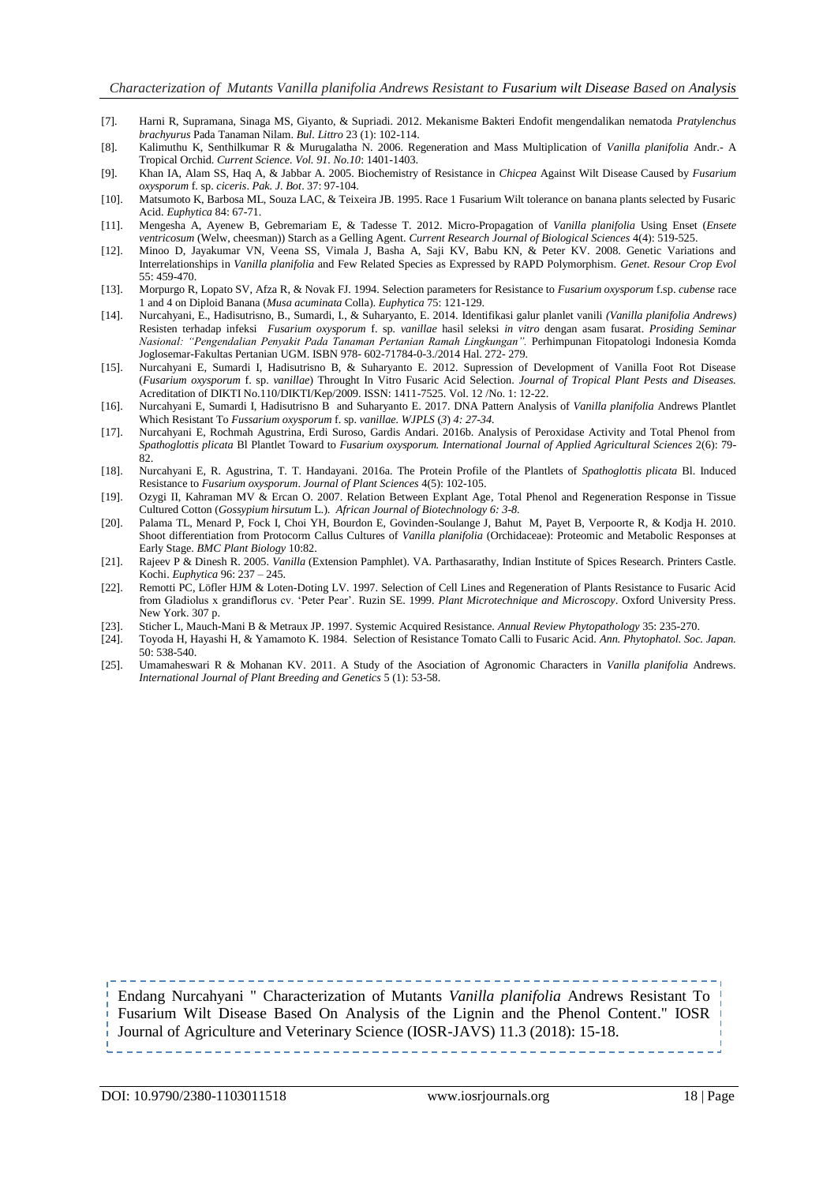[7]. Harni R, Supramana, Sinaga MS, Giyanto, & Supriadi. 2012. Mekanisme Bakteri Endofit mengendalikan nematoda *Pratylenchus brachyurus* Pada Tanaman Nilam. *Bul. Littro* 23 (1): 102-114.

[8]. Kalimuthu K, Senthilkumar R & Murugalatha N. 2006. Regeneration and Mass Multiplication of *Vanilla planifolia* Andr.- A Tropical Orchid. *Current Science. Vol. 91. No.10*: 1401-1403.

[9]. Khan IA, Alam SS, Haq A, & Jabbar A. 2005. Biochemistry of Resistance in *Chicpea* Against Wilt Disease Caused by *Fusarium oxysporum* f. sp. *ciceris*. *Pak. J. Bot*. 37: 97-104.

[10]. Matsumoto K, Barbosa ML, Souza LAC, & Teixeira JB. 1995. Race 1 Fusarium Wilt tolerance on banana plants selected by Fusaric Acid. *Euphytica* 84: 67-71.

[11]. Mengesha A, Ayenew B, Gebremariam E, & Tadesse T. 2012. Micro-Propagation of *Vanilla planifolia* Using Enset (*Ensete ventricosum* (Welw, cheesman)) Starch as a Gelling Agent. *Current Research Journal of Biological Sciences* 4(4): 519-525.

[12]. Minoo D, Jayakumar VN, Veena SS, Vimala J, Basha A, Saji KV, Babu KN, & Peter KV. 2008. Genetic Variations and Interrelationships in *Vanilla planifolia* and Few Related Species as Expressed by RAPD Polymorphism. *Genet. Resour Crop Evol* 55: 459-470.

[13]. Morpurgo R, Lopato SV, Afza R, & Novak FJ. 1994. Selection parameters for Resistance to *Fusarium oxysporum* f.sp. *cubense* race 1 and 4 on Diploid Banana (*Musa acuminata* Colla). *Euphytica* 75: 121-129.

[14]. Nurcahyani, E., Hadisutrisno, B., Sumardi, I., & Suharyanto, E. 2014. Identifikasi galur planlet vanili *(Vanilla planifolia Andrews)* Resisten terhadap infeksi *Fusarium oxysporum* f. sp. *vanillae* hasil seleksi *in vitro* dengan asam fusarat. *Prosiding Seminar Nasional: "Pengendalian Penyakit Pada Tanaman Pertanian Ramah Lingkungan".* Perhimpunan Fitopatologi Indonesia Komda Joglosemar-Fakultas Pertanian UGM. ISBN 978- 602-71784-0-3./2014 Hal. 272- 279.

[15]. Nurcahyani E, Sumardi I, Hadisutrisno B, & Suharyanto E. 2012. Supression of Development of Vanilla Foot Rot Disease (*Fusarium oxysporum* f. sp. *vanillae*) Throught In Vitro Fusaric Acid Selection. *Journal of Tropical Plant Pests and Diseases.* Acreditation of DIKTI No.110/DIKTI/Kep/2009. ISSN: 1411-7525. Vol. 12 /No. 1: 12-22.

[16]. Nurcahyani E, Sumardi I, Hadisutrisno B and Suharyanto E. 2017. DNA Pattern Analysis of *Vanilla planifolia* Andrews Plantlet Which Resistant To *Fussarium oxysporum* f. sp. *vanillae*. *WJPLS* (*3*) *4: 27-34.*

[17]. Nurcahyani E, Rochmah Agustrina, Erdi Suroso, Gardis Andari. 2016b. Analysis of Peroxidase Activity and Total Phenol from *Spathoglottis plicata* Bl Plantlet Toward to *Fusarium oxysporum. International Journal of Applied Agricultural Sciences* 2(6): 79-82.

[18]. Nurcahyani E, R. Agustrina, T. T. Handayani. 2016a. The Protein Profile of the Plantlets of *Spathoglottis plicata* Bl. Induced Resistance to *Fusarium oxysporum*. *Journal of Plant Sciences* 4(5): 102-105.

[19]. Ozygi II, Kahraman MV & Ercan O. 2007. Relation Between Explant Age, Total Phenol and Regeneration Response in Tissue Cultured Cotton (*Gossypium hirsutum* L.). *African Journal of Biotechnology 6: 3-8.*

[20]. Palama TL, Menard P, Fock I, Choi YH, Bourdon E, Govinden-Soulange J, Bahut M, Payet B, Verpoorte R, & Kodja H. 2010. Shoot differentiation from Protocorm Callus Cultures of *Vanilla planifolia* (Orchidaceae): Proteomic and Metabolic Responses at Early Stage. *BMC Plant Biology* 10:82.

[21]. Rajeev P & Dinesh R. 2005. *Vanilla* (Extension Pamphlet). VA. Parthasarathy, Indian Institute of Spices Research. Printers Castle. Kochi. *Euphytica* 96: 237 – 245.

[22]. Remotti PC, Löfler HJM & Loten-Doting LV. 1997. Selection of Cell Lines and Regeneration of Plants Resistance to Fusaric Acid from Gladiolus x grandiflorus cv. 'Peter Pear'. Ruzin SE. 1999. *Plant Microtechnique and Microscopy*. Oxford University Press. New York. 307 p.

[23]. Sticher L, Mauch-Mani B & Metraux JP. 1997. Systemic Acquired Resistance. *Annual Review Phytopathology* 35: 235-270.

[24]. Toyoda H, Hayashi H, & Yamamoto K. 1984. Selection of Resistance Tomato Calli to Fusaric Acid. *Ann. Phytophatol. Soc. Japan.* 50: 538-540.

[25]. Umamaheswari R & Mohanan KV. 2011. A Study of the Asociation of Agronomic Characters in *Vanilla planifolia* Andrews. *International Journal of Plant Breeding and Genetics* 5 (1): 53-58.

Endang Nurcahyani " Characterization of Mutants *Vanilla planifolia* Andrews Resistant To Fusarium Wilt Disease Based On Analysis of the Lignin and the Phenol Content." IOSR Journal of Agriculture and Veterinary Science (IOSR-JAVS) 11.3 (2018): 15-18.